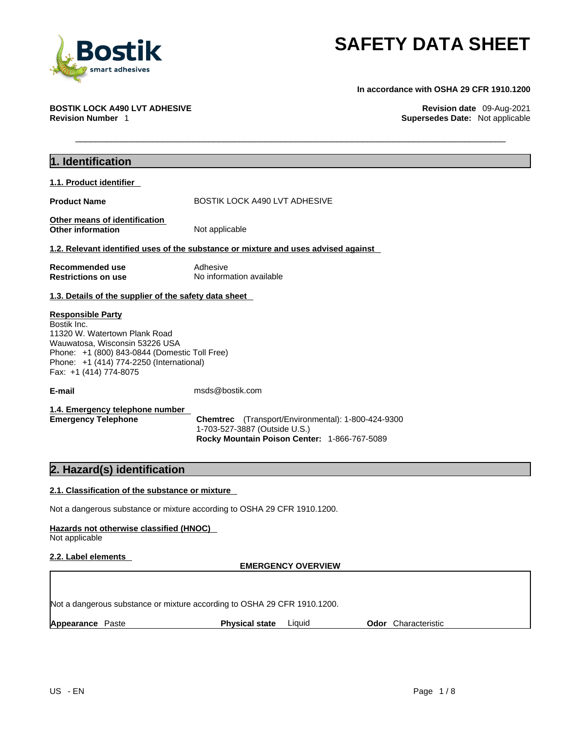# SAFETY DATA SHEET

**In accordance with OSHA 29 CFR 1910.1200**

**BOSTIK LOCK A490 LVT ADHESIVE**
**Revision Number** 1

**Revision date** 09-Aug-2021
**Supersedes Date:** Not applicable

## 1. Identification

### 1.1. Product identifier

**Product Name** BOSTIK LOCK A490 LVT ADHESIVE

**Other means of identification**
**Other information** Not applicable

### 1.2. Relevant identified uses of the substance or mixture and uses advised against

**Recommended use** Adhesive
**Restrictions on use** No information available

### 1.3. Details of the supplier of the safety data sheet

**Responsible Party**
Bostik Inc.
11320 W. Watertown Plank Road
Wauwatosa, Wisconsin 53226 USA
Phone: +1 (800) 843-0844 (Domestic Toll Free)
Phone: +1 (414) 774-2250 (International)
Fax: +1 (414) 774-8075

**E-mail** msds@bostik.com

### 1.4. Emergency telephone number

**Emergency Telephone** **Chemtrec** (Transport/Environmental): 1-800-424-9300
1-703-527-3887 (Outside U.S.)
**Rocky Mountain Poison Center:** 1-866-767-5089

## 2. Hazard(s) identification

### 2.1. Classification of the substance or mixture

Not a dangerous substance or mixture according to OSHA 29 CFR 1910.1200.

**Hazards not otherwise classified (HNOC)**
Not applicable

### 2.2. Label elements

**EMERGENCY OVERVIEW**

Not a dangerous substance or mixture according to OSHA 29 CFR 1910.1200.

**Appearance** Paste **Physical state** Liquid **Odor** Characteristic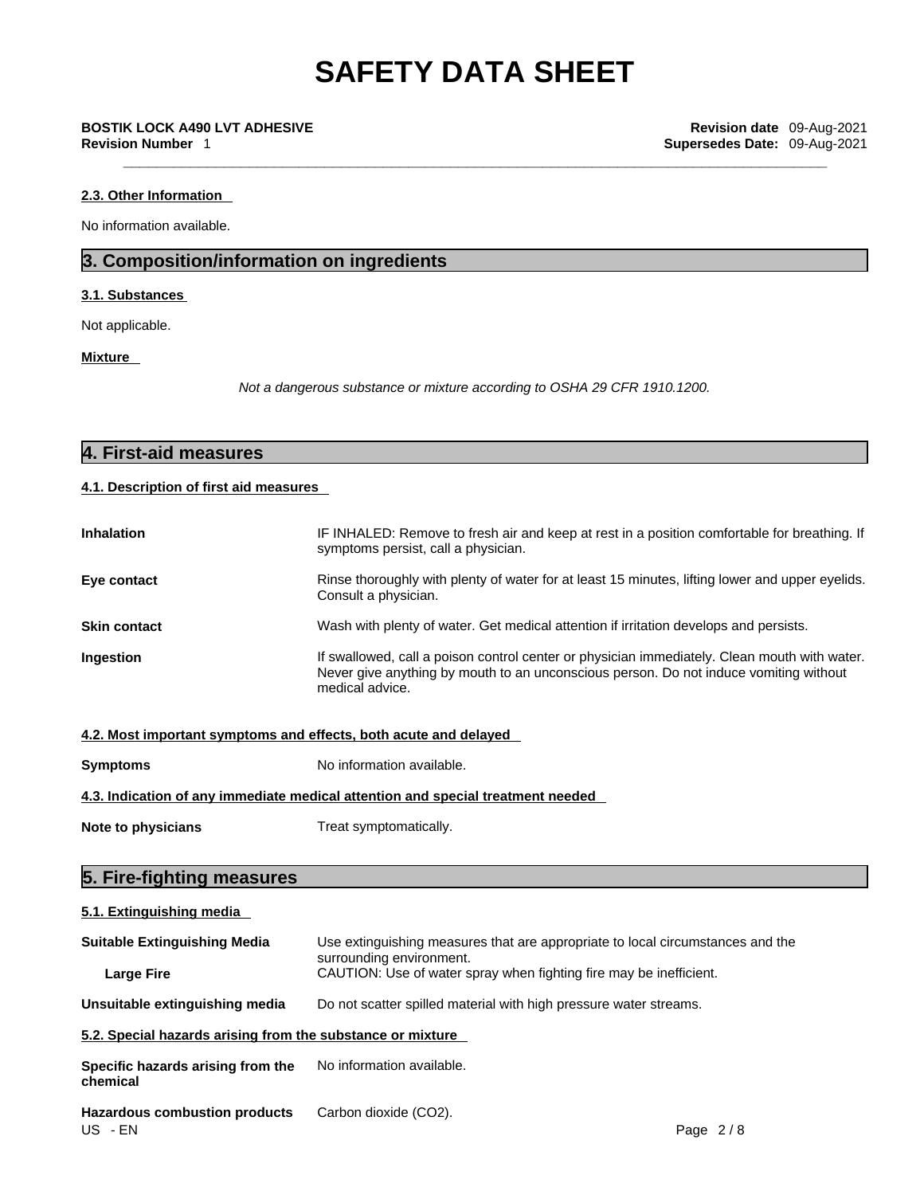#### 2.3. Other Information

No information available.

## 3. Composition/information on ingredients

#### 3.1. Substances

Not applicable.

#### Mixture

*Not a dangerous substance or mixture according to OSHA 29 CFR 1910.1200.*

## 4. First-aid measures

#### 4.1. Description of first aid measures

| | |
|---|---|
| **Inhalation** | IF INHALED: Remove to fresh air and keep at rest in a position comfortable for breathing. If symptoms persist, call a physician. |
| **Eye contact** | Rinse thoroughly with plenty of water for at least 15 minutes, lifting lower and upper eyelids. Consult a physician. |
| **Skin contact** | Wash with plenty of water. Get medical attention if irritation develops and persists. |
| **Ingestion** | If swallowed, call a poison control center or physician immediately. Clean mouth with water. Never give anything by mouth to an unconscious person. Do not induce vomiting without medical advice. |

#### 4.2. Most important symptoms and effects, both acute and delayed

| | |
|---|---|
| **Symptoms** | No information available. |

#### 4.3. Indication of any immediate medical attention and special treatment needed

| | |
|---|---|
| **Note to physicians** | Treat symptomatically. |

## 5. Fire-fighting measures

#### 5.1. Extinguishing media

| | |
|---|---|
| **Suitable Extinguishing Media** | Use extinguishing measures that are appropriate to local circumstances and the surrounding environment. |
| **Large Fire** | CAUTION: Use of water spray when fighting fire may be inefficient. |
| **Unsuitable extinguishing media** | Do not scatter spilled material with high pressure water streams. |

#### 5.2. Special hazards arising from the substance or mixture

| | |
|---|---|
| **Specific hazards arising from the chemical** | No information available. |
| **Hazardous combustion products** | Carbon dioxide ($CO_2$). |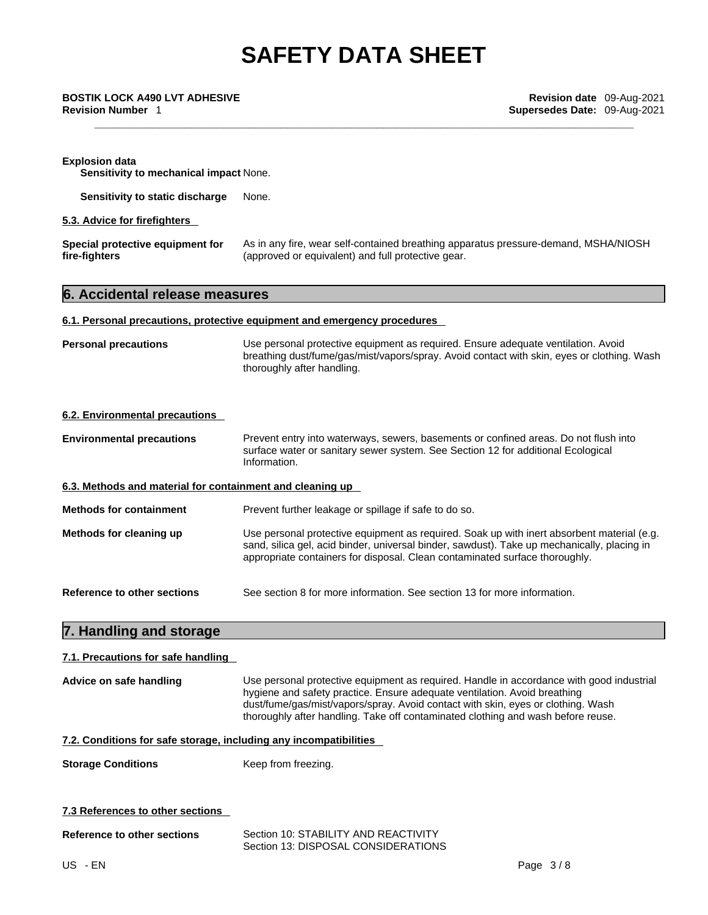**Explosion data**

**Sensitivity to mechanical impact** None.

**Sensitivity to static discharge** None.

### 5.3. Advice for firefighters

**Special protective equipment for fire-fighters** As in any fire, wear self-contained breathing apparatus pressure-demand, MSHA/NIOSH (approved or equivalent) and full protective gear.

## 6. Accidental release measures

### 6.1. Personal precautions, protective equipment and emergency procedures

**Personal precautions** Use personal protective equipment as required. Ensure adequate ventilation. Avoid breathing dust/fume/gas/mist/vapors/spray. Avoid contact with skin, eyes or clothing. Wash thoroughly after handling.

### 6.2. Environmental precautions

**Environmental precautions** Prevent entry into waterways, sewers, basements or confined areas. Do not flush into surface water or sanitary sewer system. See Section 12 for additional Ecological Information.

### 6.3. Methods and material for containment and cleaning up

**Methods for containment** Prevent further leakage or spillage if safe to do so.

**Methods for cleaning up** Use personal protective equipment as required. Soak up with inert absorbent material (e.g. sand, silica gel, acid binder, universal binder, sawdust). Take up mechanically, placing in appropriate containers for disposal. Clean contaminated surface thoroughly.

**Reference to other sections** See section 8 for more information. See section 13 for more information.

## 7. Handling and storage

### 7.1. Precautions for safe handling

**Advice on safe handling** Use personal protective equipment as required. Handle in accordance with good industrial hygiene and safety practice. Ensure adequate ventilation. Avoid breathing dust/fume/gas/mist/vapors/spray. Avoid contact with skin, eyes or clothing. Wash thoroughly after handling. Take off contaminated clothing and wash before reuse.

### 7.2. Conditions for safe storage, including any incompatibilities

**Storage Conditions** Keep from freezing.

### 7.3 References to other sections

**Reference to other sections** Section 10: STABILITY AND REACTIVITY
Section 13: DISPOSAL CONSIDERATIONS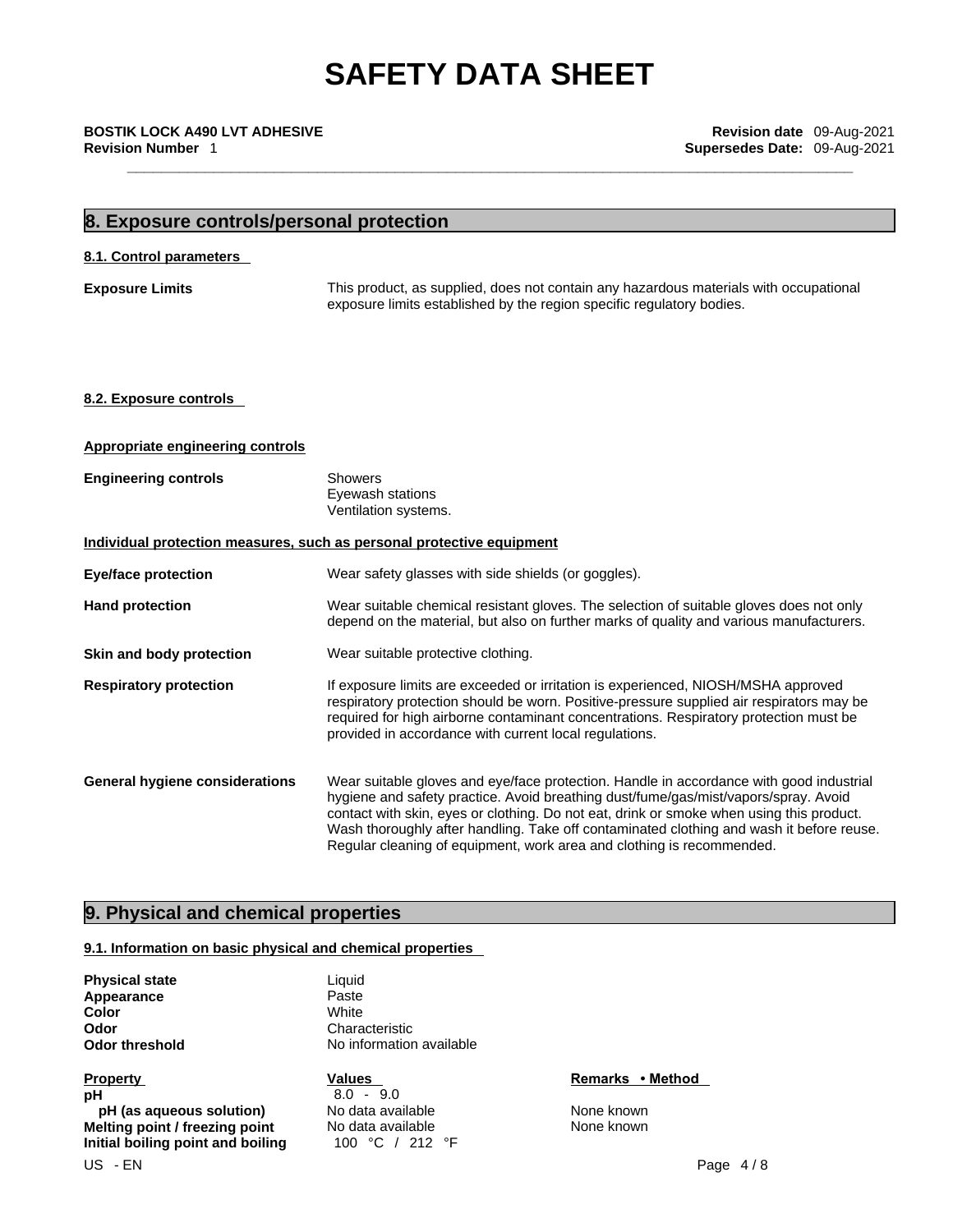## 8. Exposure controls/personal protection

### 8.1. Control parameters

**Exposure Limits** — This product, as supplied, does not contain any hazardous materials with occupational exposure limits established by the region specific regulatory bodies.

### 8.2. Exposure controls

**Appropriate engineering controls**

**Engineering controls** — Showers
Eyewash stations
Ventilation systems.

**Individual protection measures, such as personal protective equipment**

**Eye/face protection** — Wear safety glasses with side shields (or goggles).

**Hand protection** — Wear suitable chemical resistant gloves. The selection of suitable gloves does not only depend on the material, but also on further marks of quality and various manufacturers.

**Skin and body protection** — Wear suitable protective clothing.

**Respiratory protection** — If exposure limits are exceeded or irritation is experienced, NIOSH/MSHA approved respiratory protection should be worn. Positive-pressure supplied air respirators may be required for high airborne contaminant concentrations. Respiratory protection must be provided in accordance with current local regulations.

**General hygiene considerations** — Wear suitable gloves and eye/face protection. Handle in accordance with good industrial hygiene and safety practice. Avoid breathing dust/fume/gas/mist/vapors/spray. Avoid contact with skin, eyes or clothing. Do not eat, drink or smoke when using this product. Wash thoroughly after handling. Take off contaminated clothing and wash it before reuse. Regular cleaning of equipment, work area and clothing is recommended.

## 9. Physical and chemical properties

### 9.1. Information on basic physical and chemical properties

**Physical state** Liquid
**Appearance** Paste
**Color** White
**Odor** Characteristic
**Odor threshold** No information available

| Property | Values | Remarks • Method |
|---|---|---|
| **pH** | 8.0 - 9.0 | |
| **pH (as aqueous solution)** | No data available | None known |
| **Melting point / freezing point** | No data available | None known |
| **Initial boiling point and boiling** | 100 °C / 212 °F | |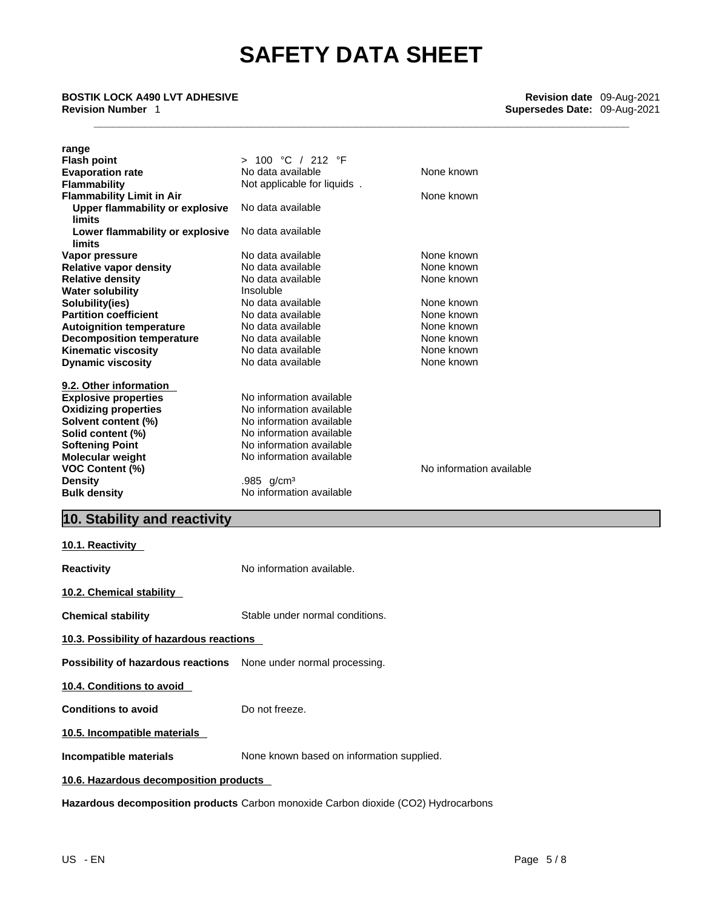range

| | | |
|---|---|---|
| **Flash point** | > 100 °C / 212 °F | |
| **Evaporation rate** | No data available | None known |
| **Flammability** | Not applicable for liquids . | |
| **Flammability Limit in Air** | | None known |
| **Upper flammability or explosive limits** | No data available | |
| **Lower flammability or explosive limits** | No data available | |
| **Vapor pressure** | No data available | None known |
| **Relative vapor density** | No data available | None known |
| **Relative density** | No data available | None known |
| **Water solubility** | Insoluble | |
| **Solubility(ies)** | No data available | None known |
| **Partition coefficient** | No data available | None known |
| **Autoignition temperature** | No data available | None known |
| **Decomposition temperature** | No data available | None known |
| **Kinematic viscosity** | No data available | None known |
| **Dynamic viscosity** | No data available | None known |

**9.2. Other information**

| | | |
|---|---|---|
| **Explosive properties** | No information available | |
| **Oxidizing properties** | No information available | |
| **Solvent content (%)** | No information available | |
| **Solid content (%)** | No information available | |
| **Softening Point** | No information available | |
| **Molecular weight** | No information available | |
| **VOC Content (%)** | | No information available |
| **Density** | .985 g/cm³ | |
| **Bulk density** | No information available | |

## 10. Stability and reactivity

**10.1. Reactivity**

**Reactivity** No information available.

**10.2. Chemical stability**

**Chemical stability** Stable under normal conditions.

**10.3. Possibility of hazardous reactions**

**Possibility of hazardous reactions** None under normal processing.

**10.4. Conditions to avoid**

**Conditions to avoid** Do not freeze.

**10.5. Incompatible materials**

**Incompatible materials** None known based on information supplied.

**10.6. Hazardous decomposition products**

**Hazardous decomposition products** Carbon monoxide Carbon dioxide ($CO_2$) Hydrocarbons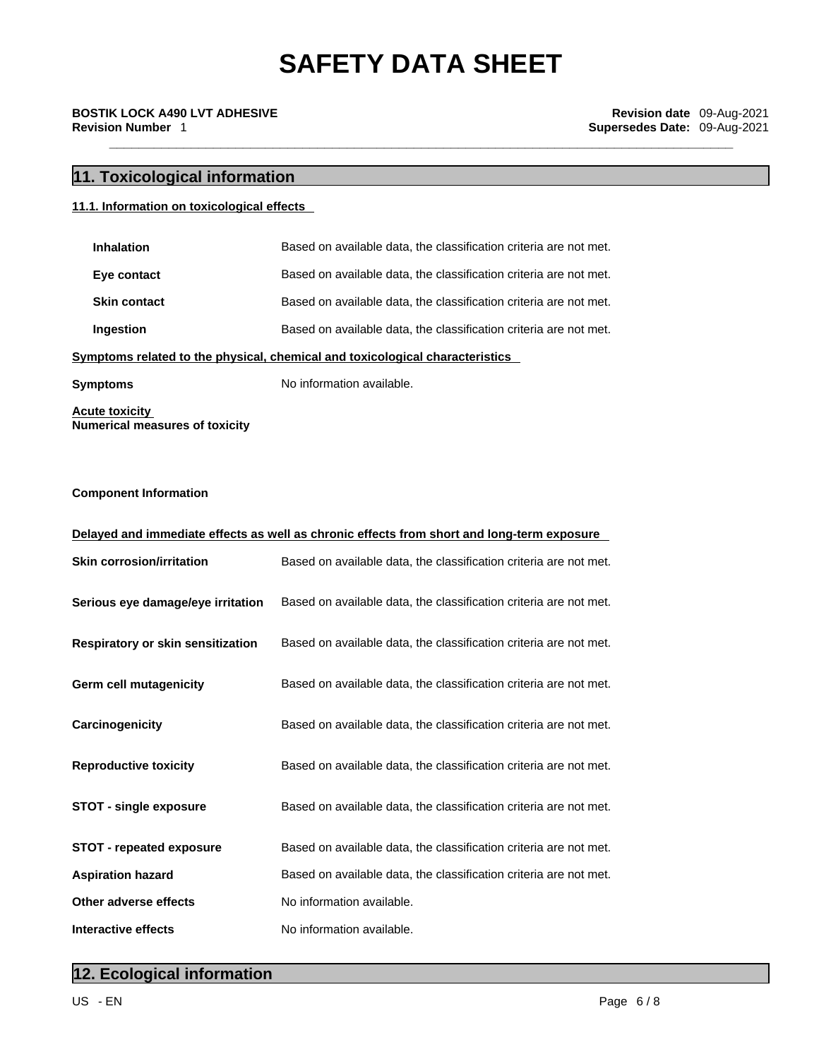# SAFETY DATA SHEET

**BOSTIK LOCK A490 LVT ADHESIVE**
**Revision Number** 1

**Revision date** 09-Aug-2021
**Supersedes Date:** 09-Aug-2021

## 11. Toxicological information

### 11.1. Information on toxicological effects

| | |
|---|---|
| **Inhalation** | Based on available data, the classification criteria are not met. |
| **Eye contact** | Based on available data, the classification criteria are not met. |
| **Skin contact** | Based on available data, the classification criteria are not met. |
| **Ingestion** | Based on available data, the classification criteria are not met. |

**Symptoms related to the physical, chemical and toxicological characteristics**

| | |
|---|---|
| **Symptoms** | No information available. |

**Acute toxicity**

**Numerical measures of toxicity**

**Component Information**

**Delayed and immediate effects as well as chronic effects from short and long-term exposure**

| | |
|---|---|
| **Skin corrosion/irritation** | Based on available data, the classification criteria are not met. |
| **Serious eye damage/eye irritation** | Based on available data, the classification criteria are not met. |
| **Respiratory or skin sensitization** | Based on available data, the classification criteria are not met. |
| **Germ cell mutagenicity** | Based on available data, the classification criteria are not met. |
| **Carcinogenicity** | Based on available data, the classification criteria are not met. |
| **Reproductive toxicity** | Based on available data, the classification criteria are not met. |
| **STOT - single exposure** | Based on available data, the classification criteria are not met. |
| **STOT - repeated exposure** | Based on available data, the classification criteria are not met. |
| **Aspiration hazard** | Based on available data, the classification criteria are not met. |
| **Other adverse effects** | No information available. |
| **Interactive effects** | No information available. |

## 12. Ecological information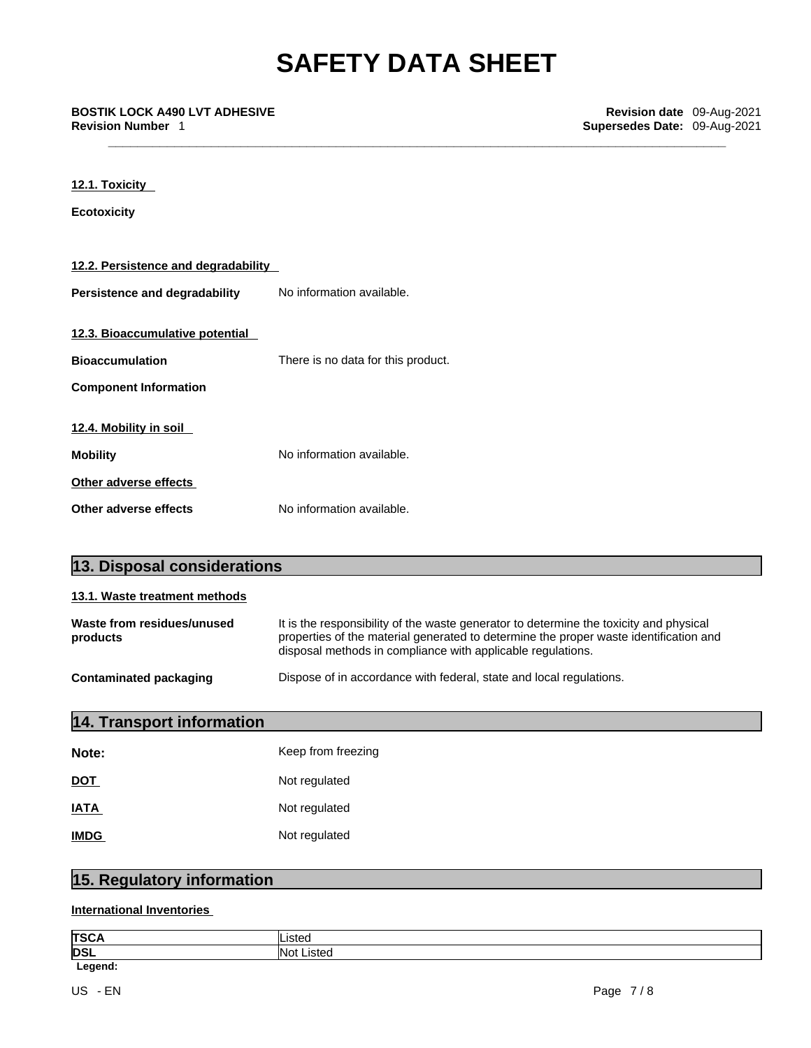### 12.1. Toxicity

**Ecotoxicity**

### 12.2. Persistence and degradability

**Persistence and degradability** No information available.

### 12.3. Bioaccumulative potential

**Bioaccumulation** There is no data for this product.

**Component Information**

### 12.4. Mobility in soil

**Mobility** No information available.

### Other adverse effects

**Other adverse effects** No information available.

## 13. Disposal considerations

### 13.1. Waste treatment methods

**Waste from residues/unused products** It is the responsibility of the waste generator to determine the toxicity and physical properties of the material generated to determine the proper waste identification and disposal methods in compliance with applicable regulations.

**Contaminated packaging** Dispose of in accordance with federal, state and local regulations.

## 14. Transport information

**Note:** Keep from freezing

**DOT** Not regulated

**IATA** Not regulated

**IMDG** Not regulated

## 15. Regulatory information

### International Inventories

| TSCA | Listed |
|---|---|
| DSL | Not Listed |

**Legend:**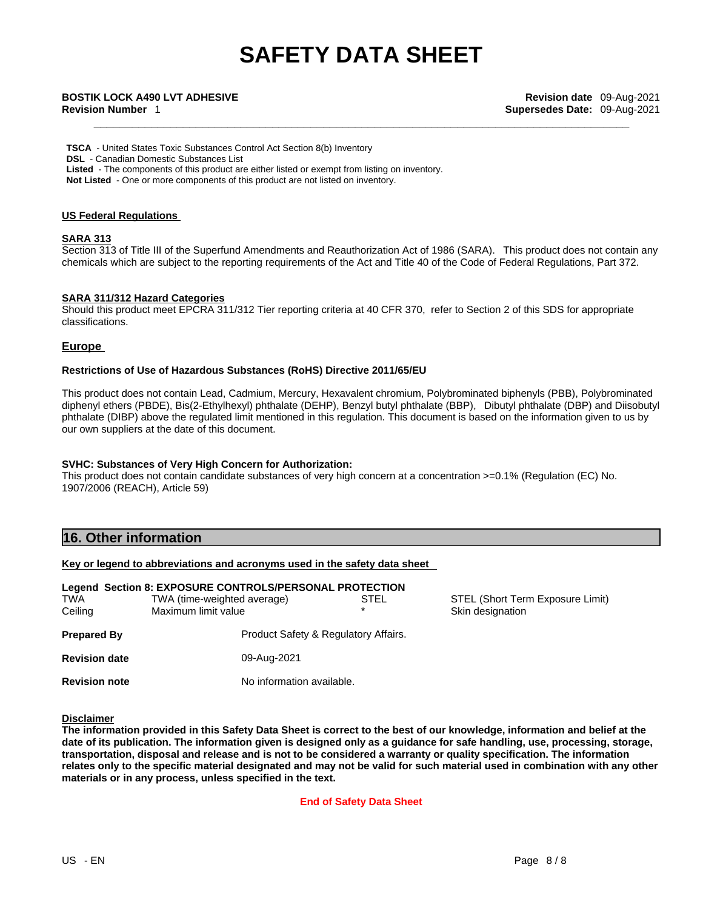**TSCA** - United States Toxic Substances Control Act Section 8(b) Inventory
**DSL** - Canadian Domestic Substances List
**Listed** - The components of this product are either listed or exempt from listing on inventory.
**Not Listed** - One or more components of this product are not listed on inventory.

**US Federal Regulations**

**SARA 313**
Section 313 of Title III of the Superfund Amendments and Reauthorization Act of 1986 (SARA). This product does not contain any chemicals which are subject to the reporting requirements of the Act and Title 40 of the Code of Federal Regulations, Part 372.

**SARA 311/312 Hazard Categories**
Should this product meet EPCRA 311/312 Tier reporting criteria at 40 CFR 370, refer to Section 2 of this SDS for appropriate classifications.

**Europe**

**Restrictions of Use of Hazardous Substances (RoHS) Directive 2011/65/EU**

This product does not contain Lead, Cadmium, Mercury, Hexavalent chromium, Polybrominated biphenyls (PBB), Polybrominated diphenyl ethers (PBDE), Bis(2-Ethylhexyl) phthalate (DEHP), Benzyl butyl phthalate (BBP), Dibutyl phthalate (DBP) and Diisobutyl phthalate (DIBP) above the regulated limit mentioned in this regulation. This document is based on the information given to us by our own suppliers at the date of this document.

**SVHC: Substances of Very High Concern for Authorization:**
This product does not contain candidate substances of very high concern at a concentration >=0.1% (Regulation (EC) No. 1907/2006 (REACH), Article 59)

## 16. Other information

**Key or legend to abbreviations and acronyms used in the safety data sheet**

**Legend Section 8: EXPOSURE CONTROLS/PERSONAL PROTECTION**

| | | | |
|---|---|---|---|
| TWA | TWA (time-weighted average) | STEL | STEL (Short Term Exposure Limit) |
| Ceiling | Maximum limit value | * | Skin designation |

| | |
|---|---|
| **Prepared By** | Product Safety & Regulatory Affairs. |
| **Revision date** | 09-Aug-2021 |
| **Revision note** | No information available. |

**Disclaimer**
**The information provided in this Safety Data Sheet is correct to the best of our knowledge, information and belief at the date of its publication. The information given is designed only as a guidance for safe handling, use, processing, storage, transportation, disposal and release and is not to be considered a warranty or quality specification. The information relates only to the specific material designated and may not be valid for such material used in combination with any other materials or in any process, unless specified in the text.**

**End of Safety Data Sheet**